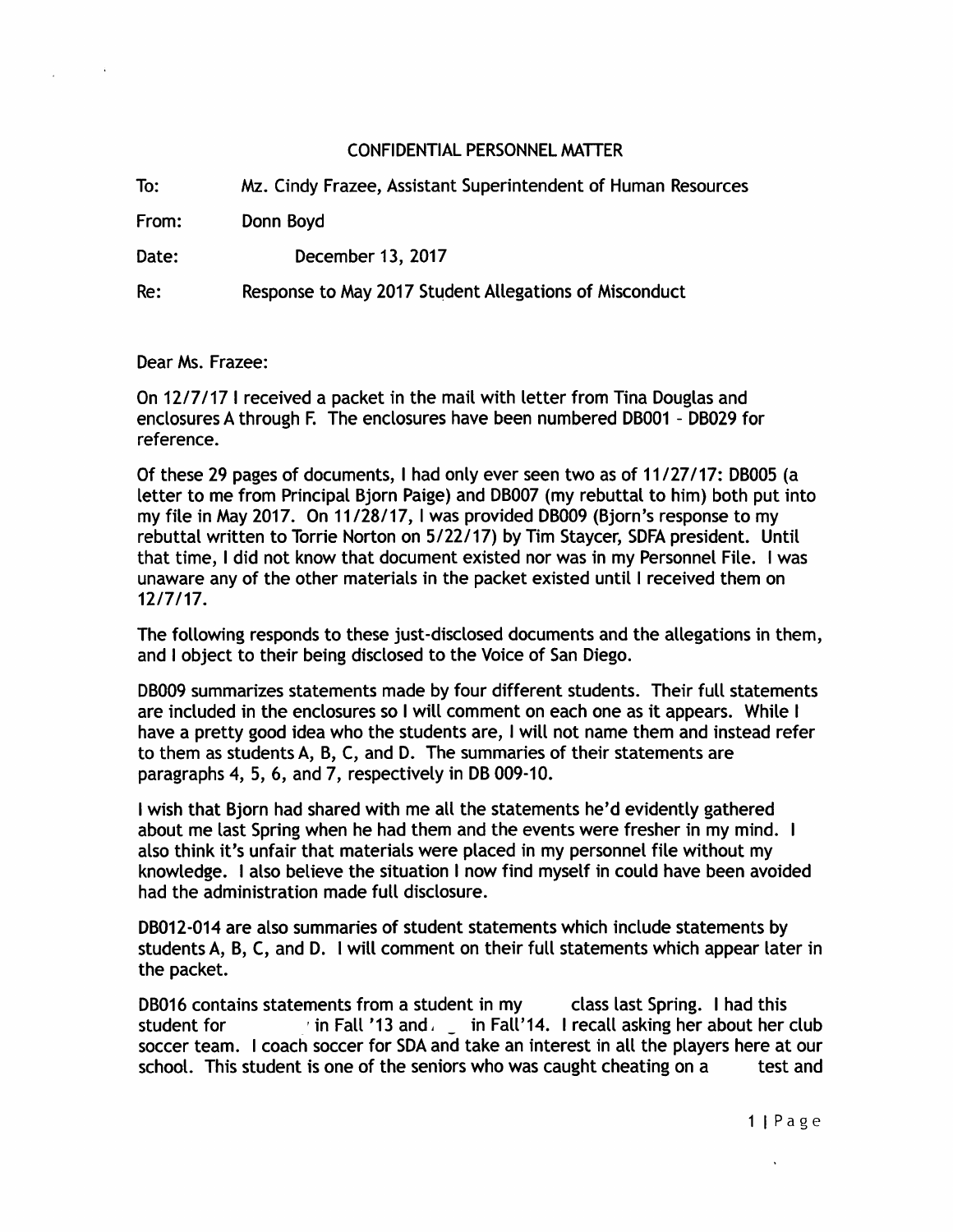CONFIDENTIAL PERSONNEL MATTER

To: Mz. Cindy Frazee, Assistant Superintendent of Human Resources

From: Donn Boyd

Date: December 13, 2017

Re: Response to May 2017 Student Allegations of Misconduct

Dear Ms. Frazee:

On 12/7/17 I received a packet in the mail with letter from Tina Douglas and enclosures A through F. The enclosures have been numbered DB001 - DB029 for reference.

Of these 29 pages of documents, I had only ever seen two as of 11/27/17: DB005 (a letter to me from Principal Bjorn Paige) and DB007 (my rebuttal to him) both put into my file in May 2017. On 11/28/17, I was provided DB009 (Bjorn's response to my rebuttal written to Torrie Norton on 5/22/17) by Tim Staycer, SDFA president. Until that time, I did not know that document existed nor was in my Personnel File. I was unaware any of the other materials in the packet existed until I received them on 12/7/17.

The following responds to these just-disclosed documents and the allegations in them, and I object to their being disclosed to the Voice of San Diego.

DB009 summarizes statements made by four different students. Their full statements are included in the enclosures so I will comment on each one as it appears. While I have a pretty good idea who the students are, I will not name them and instead refer to them as students A, B, C, and D. The summaries of their statements are paragraphs 4, 5, 6, and 7, respectively in DB 009-10.

I wish that Bjorn had shared with me all the statements he'd evidently gathered about me last Spring when he had them and the events were fresher in my mind. I also think it's unfair that materials were placed in my personnel file without my knowledge. I also believe the situation I now find myself in could have been avoided had the administration made full disclosure.

DB012-014 are also summaries of student statements which include statements by students A, B, C, and D. I will comment on their full statements which appear later in the packet.

DB016 contains statements from a student in my class last Spring. I had this student for in Fall '13 and in Fall'14. I recall asking her about her club soccer team. I coach soccer for SDA and take an interest in all the players here at our school. This student is one of the seniors who was caught cheating on a test and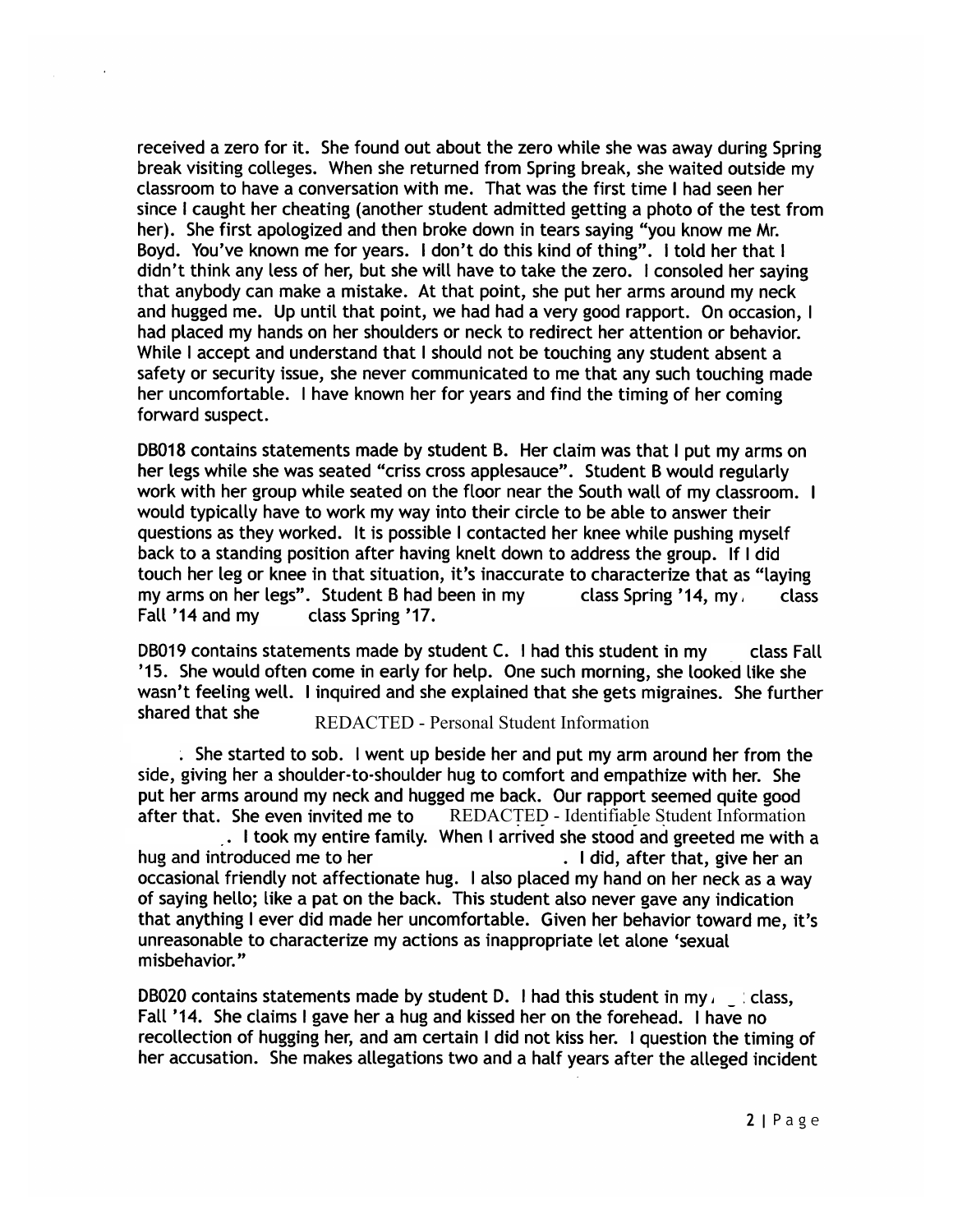received a zero for it. She found out about the zero while she was away during Spring break visiting colleges. When she returned from Spring break, she waited outside my classroom to have a conversation with me. That was the first time I had seen her since I caught her cheating (another student admitted getting a photo of the test from her). She first apologized and then broke down in tears saying "you know me Mr. Boyd. You've known me for years. I don't do this kind of thing". I told her that I didn't think any less of her, but she will have to take the zero. I consoled her saying that anybody can make a mistake. At that point, she put her arms around my neck and hugged me. Up until that point, we had had a very good rapport. On occasion, I had placed my hands on her shoulders or neck to redirect her attention or behavior. While I accept and understand that I should not be touching any student absent a safety or security issue, she never communicated to me that any such touching made her uncomfortable. I have known her for years and find the timing of her coming forward suspect.

DB018 contains statements made by student B. Her claim was that I put my arms on her legs while she was seated "criss cross applesauce". Student B would regularly work with her group while seated on the floor near the South wall of my classroom. I would typically have to work my way into their circle to be able to answer their questions as they worked. It is possible I contacted her knee while pushing myself back to a standing position after having knelt down to address the group. If I did touch her leg or knee in that situation, it's inaccurate to characterize that as "laying my arms on her legs". Student B had been in my class Spring '14, my class Fall '14 and my class Spring '17.

DB019 contains statements made by student C. I had this student in my class Fall '15. She would often come in early for help. One such morning, she looked like she wasn't feeling well. I inquired and she explained that she gets migraines. She further shared that she REDACTED - Personal Student Information. She started to sob. I went up beside her and put my arm around her from the side, giving her a shoulder-to-shoulder hug to comfort and empathize with her. She put her arms around my neck and hugged me back. Our rapport seemed quite good after that. She even invited me to REDACTED - Identifiable Student Information. I took my entire family. When I arrived she stood and greeted me with a hug and introduced me to her . I did, after that, give her an occasional friendly not affectionate hug. I also placed my hand on her neck as a way of saying hello; like a pat on the back. This student also never gave any indication that anything I ever did made her uncomfortable. Given her behavior toward me, it's unreasonable to characterize my actions as inappropriate let alone 'sexual misbehavior."

DB020 contains statements made by student D. I had this student in my class, Fall '14. She claims I gave her a hug and kissed her on the forehead. I have no recollection of hugging her, and am certain I did not kiss her. I question the timing of her accusation. She makes allegations two and a half years after the alleged incident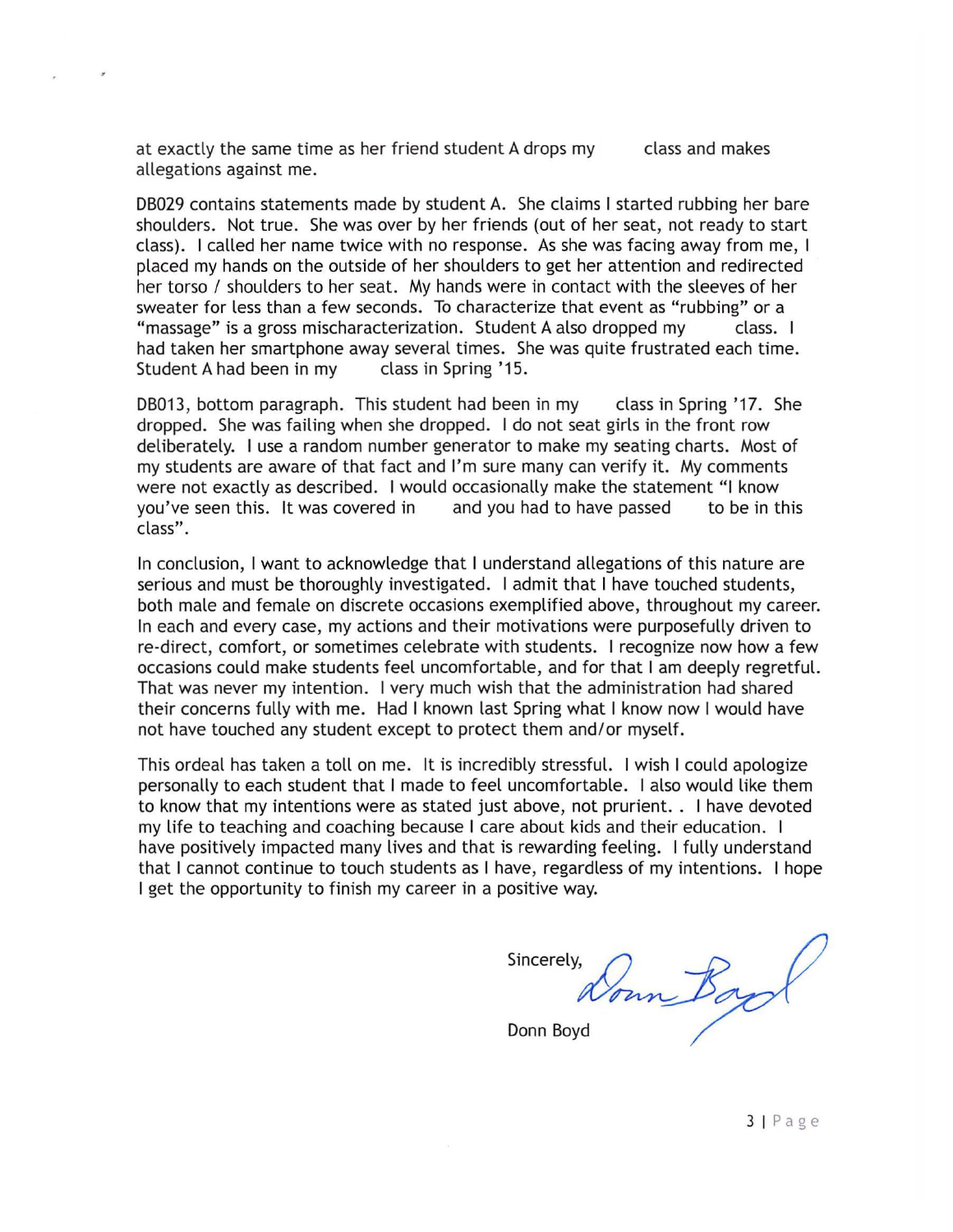at exactly the same time as her friend student A drops my class and makes allegations against me.

DB029 contains statements made by student A. She claims I started rubbing her bare shoulders. Not true. She was over by her friends (out of her seat, not ready to start class). I called her name twice with no response. As she was facing away from me, I placed my hands on the outside of her shoulders to get her attention and redirected her torso / shoulders to her seat. My hands were in contact with the sleeves of her sweater for less than a few seconds. To characterize that event as "rubbing" or a "massage" is a gross mischaracterization. Student A also dropped my class. I had taken her smartphone away several times. She was quite frustrated each time. Student A had been in my class in Spring '15.

DB013, bottom paragraph. This student had been in my class in Spring '17. She dropped. She was failing when she dropped. I do not seat girls in the front row deliberately. I use a random number generator to make my seating charts. Most of my students are aware of that fact and I'm sure many can verify it. My comments were not exactly as described. I would occasionally make the statement "I know you've seen this. It was covered in and you had to have passed to be in this class".

In conclusion, I want to acknowledge that I understand allegations of this nature are serious and must be thoroughly investigated. I admit that I have touched students, both male and female on discrete occasions exemplified above, throughout my career. In each and every case, my actions and their motivations were purposefully driven to re-direct, comfort, or sometimes celebrate with students. I recognize now how a few occasions could make students feel uncomfortable, and for that I am deeply regretful. That was never my intention. I very much wish that the administration had shared their concerns fully with me. Had I known last Spring what I know now I would have not have touched any student except to protect them and/or myself.

This ordeal has taken a toll on me. It is incredibly stressful. I wish I could apologize personally to each student that I made to feel uncomfortable. I also would like them to know that my intentions were as stated just above, not prurient. . I have devoted my life to teaching and coaching because I care about kids and their education. I have positively impacted many lives and that is rewarding feeling. I fully understand that I cannot continue to touch students as I have, regardless of my intentions. I hope I get the opportunity to finish my career in a positive way.

Sincerely,

Donn Boyd

Donn Boyd